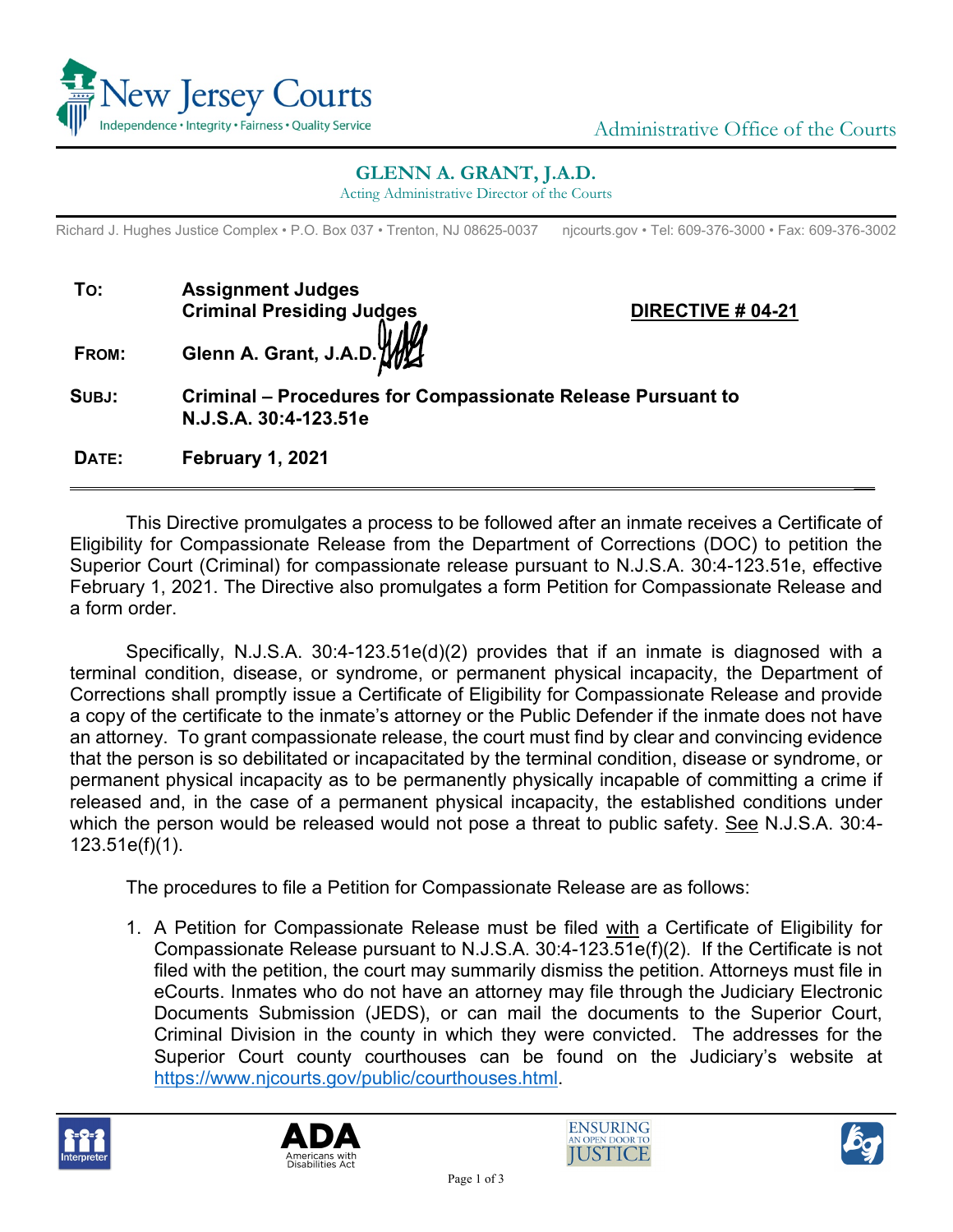New Jersey Courts

Independence • Integrity • Fairness • Quality Service

Administrative Office of the Courts

**GLENN A. GRANT, J.A.D.**

Acting Administrative Director of the Courts

Richard J. Hughes Justice Complex • P.O. Box 037 • Trenton, NJ 08625-0037 njcourts.gov • Tel: 609-376-3000 • Fax: 609-376-3002

**DIRECTIVE # 04-21**

| | |
|---|---|
| **TO:** | **Assignment Judges**<br>**Criminal Presiding Judges** |
| **FROM:** | **Glenn A. Grant, J.A.D.** |
| **SUBJ:** | **Criminal – Procedures for Compassionate Release Pursuant to N.J.S.A. 30:4-123.51e** |
| **DATE:** | **February 1, 2021** |

---

This Directive promulgates a process to be followed after an inmate receives a Certificate of Eligibility for Compassionate Release from the Department of Corrections (DOC) to petition the Superior Court (Criminal) for compassionate release pursuant to N.J.S.A. 30:4-123.51e, effective February 1, 2021. The Directive also promulgates a form Petition for Compassionate Release and a form order.

Specifically, N.J.S.A. 30:4-123.51e(d)(2) provides that if an inmate is diagnosed with a terminal condition, disease, or syndrome, or permanent physical incapacity, the Department of Corrections shall promptly issue a Certificate of Eligibility for Compassionate Release and provide a copy of the certificate to the inmate's attorney or the Public Defender if the inmate does not have an attorney. To grant compassionate release, the court must find by clear and convincing evidence that the person is so debilitated or incapacitated by the terminal condition, disease or syndrome, or permanent physical incapacity as to be permanently physically incapable of committing a crime if released and, in the case of a permanent physical incapacity, the established conditions under which the person would be released would not pose a threat to public safety. See N.J.S.A. 30:4-123.51e(f)(1).

The procedures to file a Petition for Compassionate Release are as follows:

1. A Petition for Compassionate Release must be filed with a Certificate of Eligibility for Compassionate Release pursuant to N.J.S.A. 30:4-123.51e(f)(2). If the Certificate is not filed with the petition, the court may summarily dismiss the petition. Attorneys must file in eCourts. Inmates who do not have an attorney may file through the Judiciary Electronic Documents Submission (JEDS), or can mail the documents to the Superior Court, Criminal Division in the county in which they were convicted. The addresses for the Superior Court county courthouses can be found on the Judiciary's website at https://www.njcourts.gov/public/courthouses.html.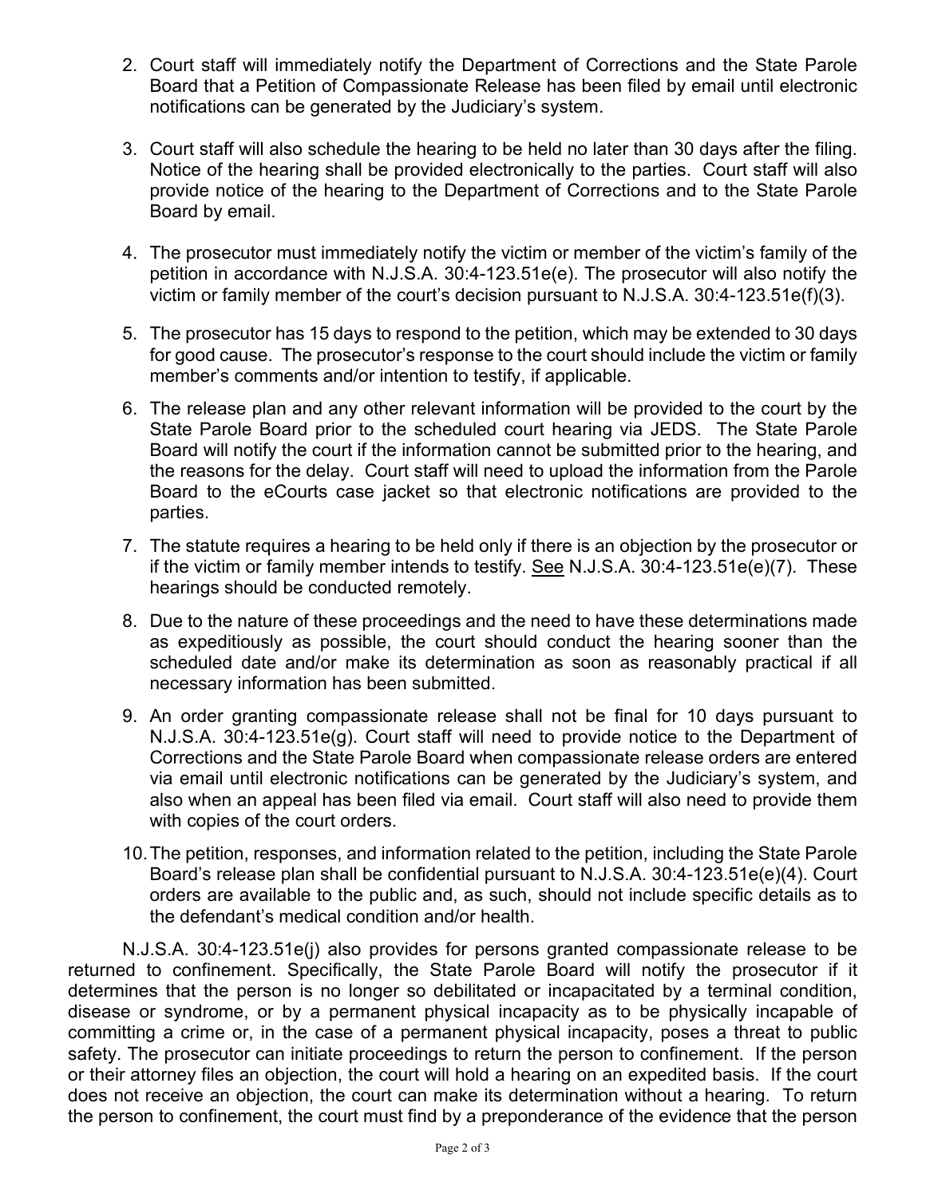2. Court staff will immediately notify the Department of Corrections and the State Parole Board that a Petition of Compassionate Release has been filed by email until electronic notifications can be generated by the Judiciary's system.

3. Court staff will also schedule the hearing to be held no later than 30 days after the filing. Notice of the hearing shall be provided electronically to the parties. Court staff will also provide notice of the hearing to the Department of Corrections and to the State Parole Board by email.

4. The prosecutor must immediately notify the victim or member of the victim's family of the petition in accordance with N.J.S.A. 30:4-123.51e(e). The prosecutor will also notify the victim or family member of the court's decision pursuant to N.J.S.A. 30:4-123.51e(f)(3).

5. The prosecutor has 15 days to respond to the petition, which may be extended to 30 days for good cause. The prosecutor's response to the court should include the victim or family member's comments and/or intention to testify, if applicable.

6. The release plan and any other relevant information will be provided to the court by the State Parole Board prior to the scheduled court hearing via JEDS. The State Parole Board will notify the court if the information cannot be submitted prior to the hearing, and the reasons for the delay. Court staff will need to upload the information from the Parole Board to the eCourts case jacket so that electronic notifications are provided to the parties.

7. The statute requires a hearing to be held only if there is an objection by the prosecutor or if the victim or family member intends to testify. See N.J.S.A. 30:4-123.51e(e)(7). These hearings should be conducted remotely.

8. Due to the nature of these proceedings and the need to have these determinations made as expeditiously as possible, the court should conduct the hearing sooner than the scheduled date and/or make its determination as soon as reasonably practical if all necessary information has been submitted.

9. An order granting compassionate release shall not be final for 10 days pursuant to N.J.S.A. 30:4-123.51e(g). Court staff will need to provide notice to the Department of Corrections and the State Parole Board when compassionate release orders are entered via email until electronic notifications can be generated by the Judiciary's system, and also when an appeal has been filed via email. Court staff will also need to provide them with copies of the court orders.

10. The petition, responses, and information related to the petition, including the State Parole Board's release plan shall be confidential pursuant to N.J.S.A. 30:4-123.51e(e)(4). Court orders are available to the public and, as such, should not include specific details as to the defendant's medical condition and/or health.

N.J.S.A. 30:4-123.51e(j) also provides for persons granted compassionate release to be returned to confinement. Specifically, the State Parole Board will notify the prosecutor if it determines that the person is no longer so debilitated or incapacitated by a terminal condition, disease or syndrome, or by a permanent physical incapacity as to be physically incapable of committing a crime or, in the case of a permanent physical incapacity, poses a threat to public safety. The prosecutor can initiate proceedings to return the person to confinement. If the person or their attorney files an objection, the court will hold a hearing on an expedited basis. If the court does not receive an objection, the court can make its determination without a hearing. To return the person to confinement, the court must find by a preponderance of the evidence that the person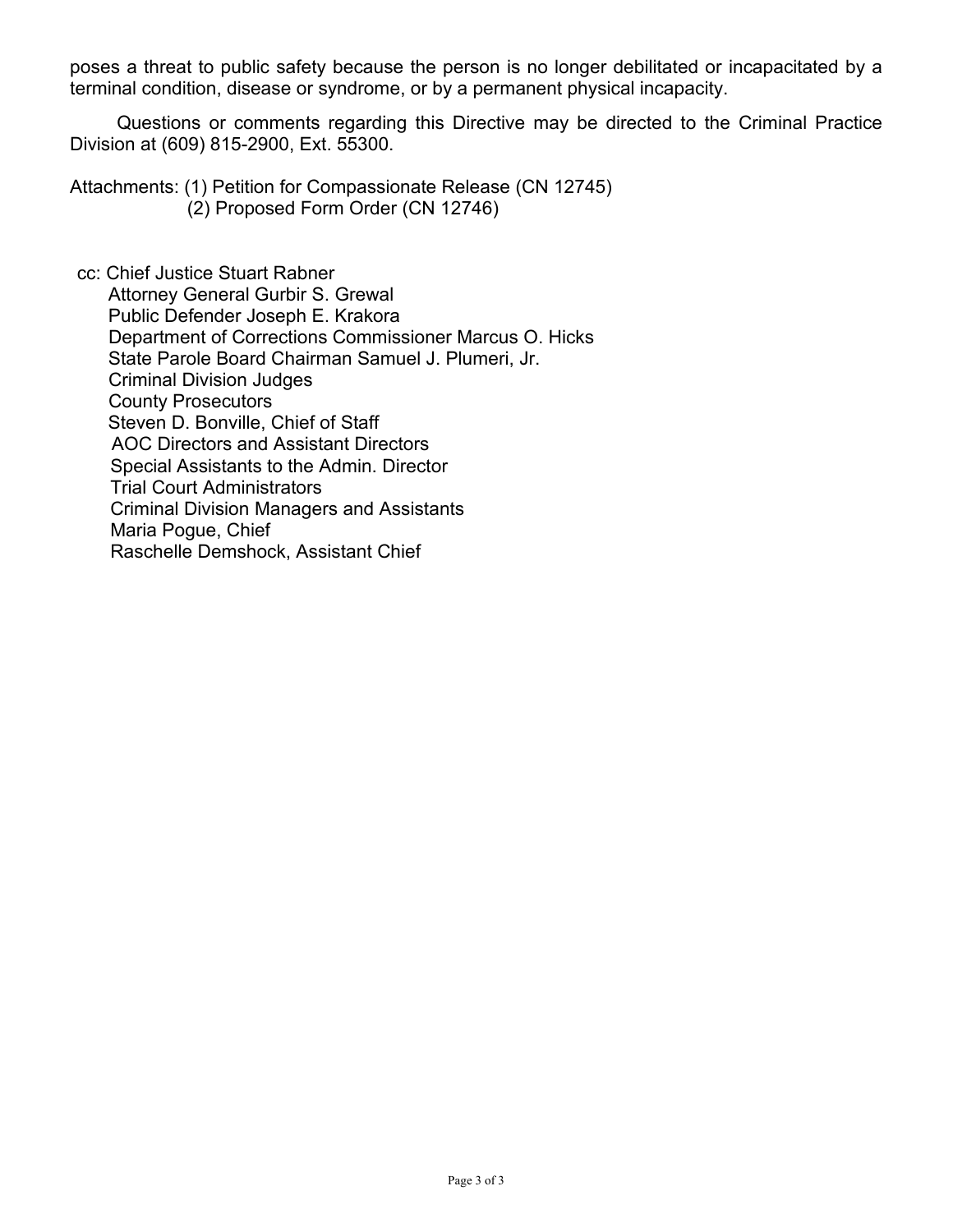poses a threat to public safety because the person is no longer debilitated or incapacitated by a terminal condition, disease or syndrome, or by a permanent physical incapacity.

Questions or comments regarding this Directive may be directed to the Criminal Practice Division at (609) 815-2900, Ext. 55300.

Attachments: (1) Petition for Compassionate Release (CN 12745)
(2) Proposed Form Order (CN 12746)

cc: Chief Justice Stuart Rabner
Attorney General Gurbir S. Grewal
Public Defender Joseph E. Krakora
Department of Corrections Commissioner Marcus O. Hicks
State Parole Board Chairman Samuel J. Plumeri, Jr.
Criminal Division Judges
County Prosecutors
Steven D. Bonville, Chief of Staff
AOC Directors and Assistant Directors
Special Assistants to the Admin. Director
Trial Court Administrators
Criminal Division Managers and Assistants
Maria Pogue, Chief
Raschelle Demshock, Assistant Chief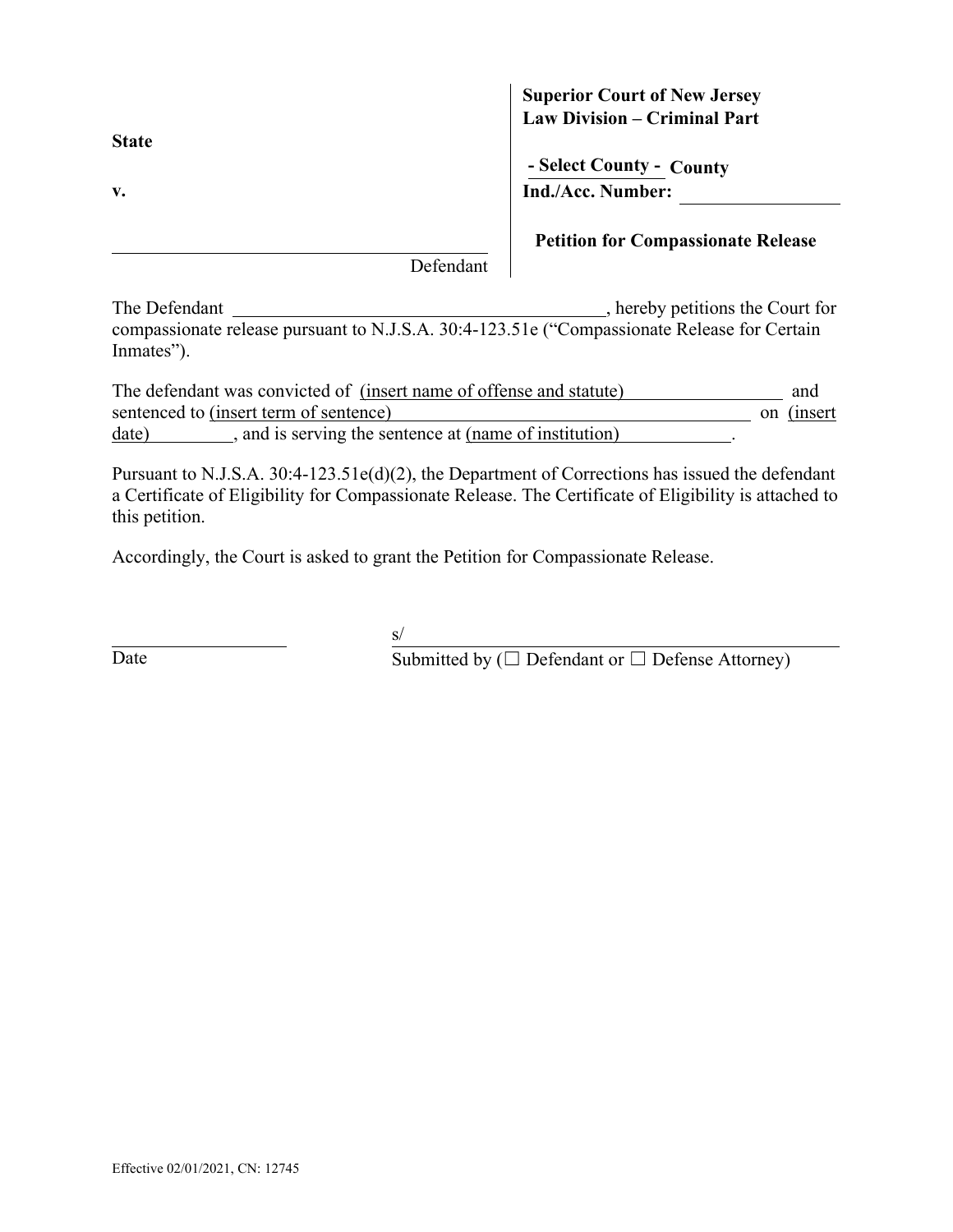| | **Superior Court of New Jersey** **Law Division – Criminal Part** |
|---|---|
| **State** | **- Select County - County** |
| **v.** | **Ind./Acc. Number:** ________________ |
| ______________________________ Defendant | **Petition for Compassionate Release** |

The Defendant ________________________________________, hereby petitions the Court for compassionate release pursuant to N.J.S.A. 30:4-123.51e ("Compassionate Release for Certain Inmates").

The defendant was convicted of (insert name of offense and statute)________________ and sentenced to (insert term of sentence)________________________________________ on (insert date)_________, and is serving the sentence at (name of institution)____________.

Pursuant to N.J.S.A. 30:4-123.51e(d)(2), the Department of Corrections has issued the defendant a Certificate of Eligibility for Compassionate Release. The Certificate of Eligibility is attached to this petition.

Accordingly, the Court is asked to grant the Petition for Compassionate Release.

____________________
Date

s/ ________________________________________
Submitted by (☐ Defendant or ☐ Defense Attorney)

Effective 02/01/2021, CN: 12745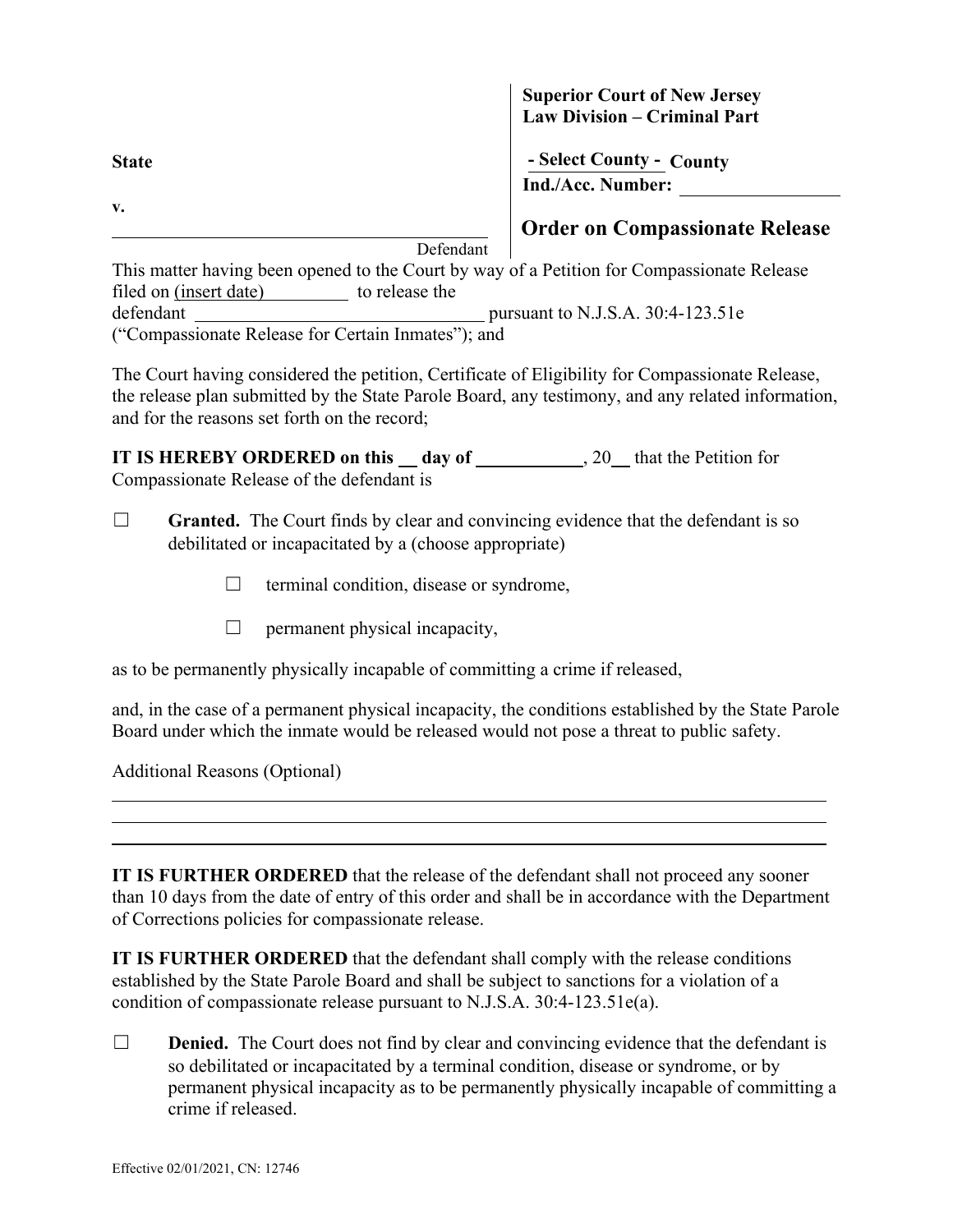**Superior Court of New Jersey**
**Law Division – Criminal Part**

**State**

**v.**

______________________________
Defendant

**- Select County - County**
**Ind./Acc. Number:** ________________

## Order on Compassionate Release

This matter having been opened to the Court by way of a Petition for Compassionate Release filed on (insert date) to release the defendant ______________________________ pursuant to N.J.S.A. 30:4-123.51e ("Compassionate Release for Certain Inmates"); and

The Court having considered the petition, Certificate of Eligibility for Compassionate Release, the release plan submitted by the State Parole Board, any testimony, and any related information, and for the reasons set forth on the record;

**IT IS HEREBY ORDERED on this \_\_ day of \_\_\_\_\_\_\_\_\_\_\_\_**, 20\_\_ that the Petition for Compassionate Release of the defendant is

☐ **Granted.** The Court finds by clear and convincing evidence that the defendant is so debilitated or incapacitated by a (choose appropriate)

☐ terminal condition, disease or syndrome,

☐ permanent physical incapacity,

as to be permanently physically incapable of committing a crime if released,

and, in the case of a permanent physical incapacity, the conditions established by the State Parole Board under which the inmate would be released would not pose a threat to public safety.

Additional Reasons (Optional)

______________________________________________________________________________
______________________________________________________________________________
______________________________________________________________________________

**IT IS FURTHER ORDERED** that the release of the defendant shall not proceed any sooner than 10 days from the date of entry of this order and shall be in accordance with the Department of Corrections policies for compassionate release.

**IT IS FURTHER ORDERED** that the defendant shall comply with the release conditions established by the State Parole Board and shall be subject to sanctions for a violation of a condition of compassionate release pursuant to N.J.S.A. 30:4-123.51e(a).

☐ **Denied.** The Court does not find by clear and convincing evidence that the defendant is so debilitated or incapacitated by a terminal condition, disease or syndrome, or by permanent physical incapacity as to be permanently physically incapable of committing a crime if released.

Effective 02/01/2021, CN: 12746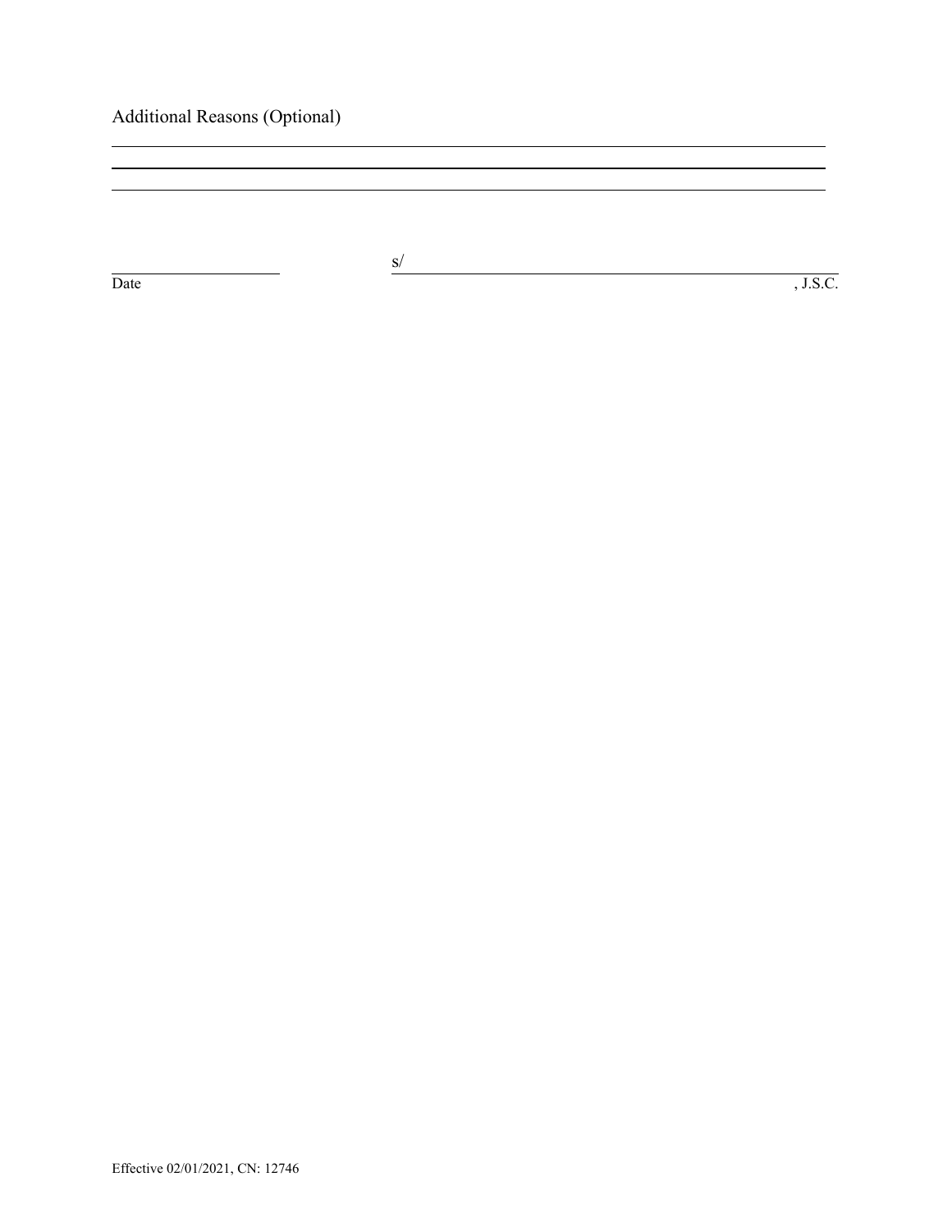Additional Reasons (Optional)

\_\_\_\_\_\_\_\_\_\_\_\_\_\_\_\_\_\_\_\_\_\_\_\_\_\_\_\_\_\_\_\_\_\_\_\_\_\_\_\_\_\_\_\_\_\_\_\_\_\_\_\_\_\_\_\_\_\_\_\_\_\_\_\_\_\_\_\_\_\_\_\_\_\_\_\_\_\_

\_\_\_\_\_\_\_\_\_\_\_\_\_\_\_\_\_\_\_\_\_\_\_\_\_\_\_\_\_\_\_\_\_\_\_\_\_\_\_\_\_\_\_\_\_\_\_\_\_\_\_\_\_\_\_\_\_\_\_\_\_\_\_\_\_\_\_\_\_\_\_\_\_\_\_\_\_\_

\_\_\_\_\_\_\_\_\_\_\_\_\_\_\_\_\_\_\_\_\_\_\_\_\_\_\_\_\_\_\_\_\_\_\_\_\_\_\_\_\_\_\_\_\_\_\_\_\_\_\_\_\_\_\_\_\_\_\_\_\_\_\_\_\_\_\_\_\_\_\_\_\_\_\_\_\_\_

\_\_\_\_\_\_\_\_\_\_\_\_\_\_\_\_\_\_\_\_ s/\_\_\_\_\_\_\_\_\_\_\_\_\_\_\_\_\_\_\_\_\_\_\_\_\_\_\_\_\_\_\_\_\_\_\_\_\_\_\_\_\_\_\_\_\_\_\_\_

Date , J.S.C.

Effective 02/01/2021, CN: 12746